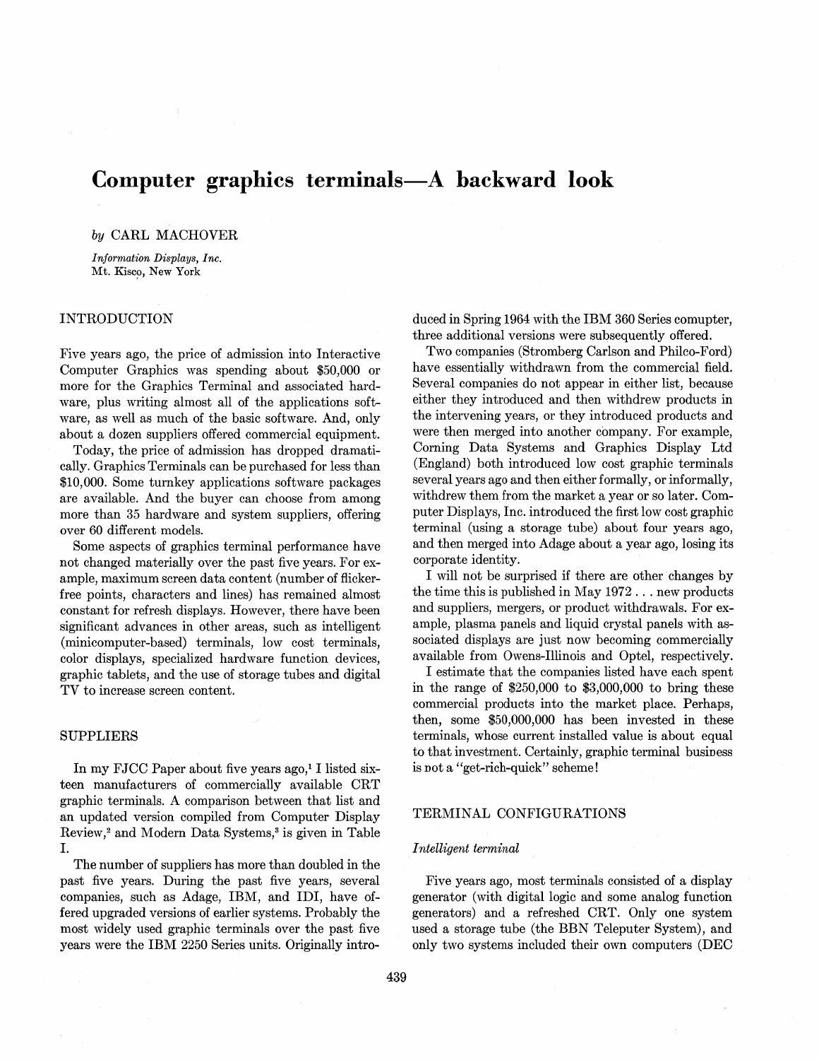# Computer graphics terminals—A backward look

*by* CARL MACHOVER

*Information Displays, Inc.*
Mt. Kisco, New York

## INTRODUCTION

Five years ago, the price of admission into Interactive Computer Graphics was spending about $50,000 or more for the Graphics Terminal and associated hardware, plus writing almost all of the applications software, as well as much of the basic software. And, only about a dozen suppliers offered commercial equipment.

Today, the price of admission has dropped dramatically. Graphics Terminals can be purchased for less than $10,000. Some turnkey applications software packages are available. And the buyer can choose from among more than 35 hardware and system suppliers, offering over 60 different models.

Some aspects of graphics terminal performance have not changed materially over the past five years. For example, maximum screen data content (number of flicker-free points, characters and lines) has remained almost constant for refresh displays. However, there have been significant advances in other areas, such as intelligent (minicomputer-based) terminals, low cost terminals, color displays, specialized hardware function devices, graphic tablets, and the use of storage tubes and digital TV to increase screen content.

## SUPPLIERS

In my FJCC Paper about five years ago,[1] I listed sixteen manufacturers of commercially available CRT graphic terminals. A comparison between that list and an updated version compiled from Computer Display Review,[2] and Modern Data Systems,[3] is given in Table I.

The number of suppliers has more than doubled in the past five years. During the past five years, several companies, such as Adage, IBM, and IDI, have offered upgraded versions of earlier systems. Probably the most widely used graphic terminals over the past five years were the IBM 2250 Series units. Originally introduced in Spring 1964 with the IBM 360 Series comupter, three additional versions were subsequently offered.

Two companies (Stromberg Carlson and Philco-Ford) have essentially withdrawn from the commercial field. Several companies do not appear in either list, because either they introduced and then withdrew products in the intervening years, or they introduced products and were then merged into another company. For example, Corning Data Systems and Graphics Display Ltd (England) both introduced low cost graphic terminals several years ago and then either formally, or informally, withdrew them from the market a year or so later. Computer Displays, Inc. introduced the first low cost graphic terminal (using a storage tube) about four years ago, and then merged into Adage about a year ago, losing its corporate identity.

I will not be surprised if there are other changes by the time this is published in May 1972 . . . new products and suppliers, mergers, or product withdrawals. For example, plasma panels and liquid crystal panels with associated displays are just now becoming commercially available from Owens-Illinois and Optel, respectively.

I estimate that the companies listed have each spent in the range of $250,000 to $3,000,000 to bring these commercial products into the market place. Perhaps, then, some $50,000,000 has been invested in these terminals, whose current installed value is about equal to that investment. Certainly, graphic terminal business is not a "get-rich-quick" scheme!

## TERMINAL CONFIGURATIONS

### *Intelligent terminal*

Five years ago, most terminals consisted of a display generator (with digital logic and some analog function generators) and a refreshed CRT. Only one system used a storage tube (the BBN Teleputer System), and only two systems included their own computers (DEC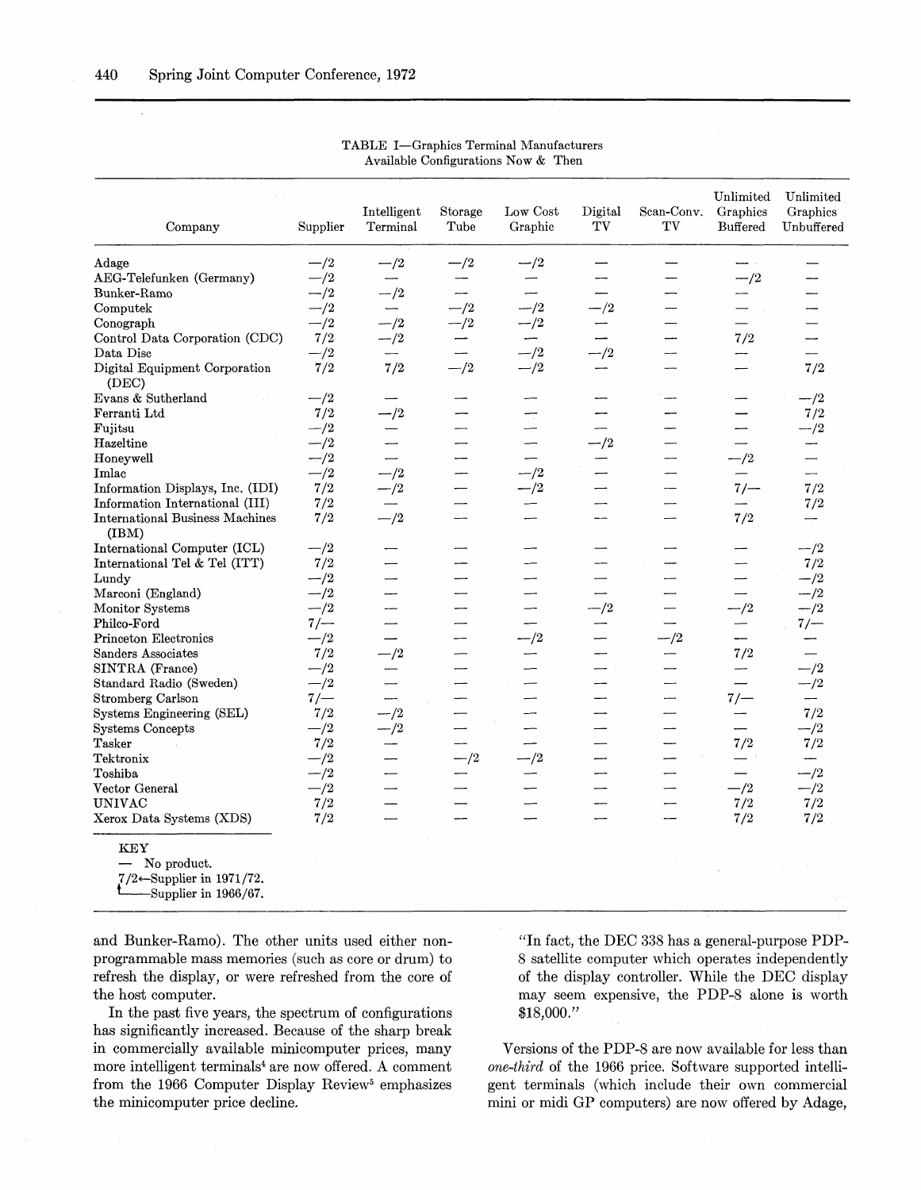TABLE I—Graphics Terminal Manufacturers
Available Configurations Now & Then

| Company | Supplier | Intelligent Terminal | Storage Tube | Low Cost Graphic | Digital TV | Scan-Conv. TV | Unlimited Graphics Buffered | Unlimited Graphics Unbuffered |
|---|---|---|---|---|---|---|---|---|
| Adage | —/2 | —/2 | —/2 | —/2 | — | — | — | — |
| AEG-Telefunken (Germany) | —/2 | — | — | — | — | — | —/2 | — |
| Bunker-Ramo | —/2 | —/2 | — | — | — | — | — | — |
| Computek | —/2 | — | —/2 | —/2 | —/2 | — | — | — |
| Conograph | —/2 | —/2 | —/2 | —/2 | — | — | — | — |
| Control Data Corporation (CDC) | 7/2 | —/2 | — | — | — | — | 7/2 | — |
| Data Disc | —/2 | — | — | —/2 | —/2 | — | — | — |
| Digital Equipment Corporation (DEC) | 7/2 | 7/2 | —/2 | —/2 | — | — | — | 7/2 |
| Evans & Sutherland | —/2 | — | — | — | — | — | — | —/2 |
| Ferranti Ltd | 7/2 | —/2 | — | — | — | — | — | 7/2 |
| Fujitsu | —/2 | — | — | — | — | — | — | —/2 |
| Hazeltine | —/2 | — | — | — | —/2 | — | — | — |
| Honeywell | —/2 | — | — | — | — | — | —/2 | — |
| Imlac | —/2 | —/2 | — | —/2 | — | — | — | — |
| Information Displays, Inc. (IDI) | 7/2 | —/2 | — | —/2 | — | — | 7/— | 7/2 |
| Information International (III) | 7/2 | — | — | — | — | — | — | 7/2 |
| International Business Machines (IBM) | 7/2 | —/2 | — | — | — | — | 7/2 | — |
| International Computer (ICL) | —/2 | — | — | — | — | — | — | —/2 |
| International Tel & Tel (ITT) | 7/2 | — | — | — | — | — | — | 7/2 |
| Lundy | —/2 | — | — | — | — | — | — | —/2 |
| Marconi (England) | —/2 | — | — | — | — | — | — | —/2 |
| Monitor Systems | —/2 | — | — | — | —/2 | — | —/2 | —/2 |
| Philco-Ford | 7/— | — | — | — | — | — | — | 7/— |
| Princeton Electronics | —/2 | — | — | —/2 | — | —/2 | — | — |
| Sanders Associates | 7/2 | —/2 | — | — | — | — | 7/2 | — |
| SINTRA (France) | —/2 | — | — | — | — | — | — | —/2 |
| Standard Radio (Sweden) | —/2 | — | — | — | — | — | — | —/2 |
| Stromberg Carlson | 7/— | — | — | — | — | — | 7/— | — |
| Systems Engineering (SEL) | 7/2 | —/2 | — | — | — | — | — | 7/2 |
| Systems Concepts | —/2 | —/2 | — | — | — | — | — | —/2 |
| Tasker | 7/2 | — | — | — | — | — | 7/2 | 7/2 |
| Tektronix | —/2 | — | —/2 | —/2 | — | — | — | — |
| Toshiba | —/2 | — | — | — | — | — | — | —/2 |
| Vector General | —/2 | — | — | — | — | — | —/2 | —/2 |
| UNIVAC | 7/2 | — | — | — | — | — | 7/2 | 7/2 |
| Xerox Data Systems (XDS) | 7/2 | — | — | — | — | — | 7/2 | 7/2 |

KEY
— No product.
7/2←Supplier in 1971/72.
7 ← Supplier in 1966/67.

and Bunker-Ramo). The other units used either non-programmable mass memories (such as core or drum) to refresh the display, or were refreshed from the core of the host computer.

In the past five years, the spectrum of configurations has significantly increased. Because of the sharp break in commercially available minicomputer prices, many more intelligent terminals[4] are now offered. A comment from the 1966 Computer Display Review[5] emphasizes the minicomputer price decline.

> "In fact, the DEC 338 has a general-purpose PDP-8 satellite computer which operates independently of the display controller. While the DEC display may seem expensive, the PDP-8 alone is worth $18,000."

Versions of the PDP-8 are now available for less than *one-third* of the 1966 price. Software supported intelligent terminals (which include their own commercial mini or midi GP computers) are now offered by Adage,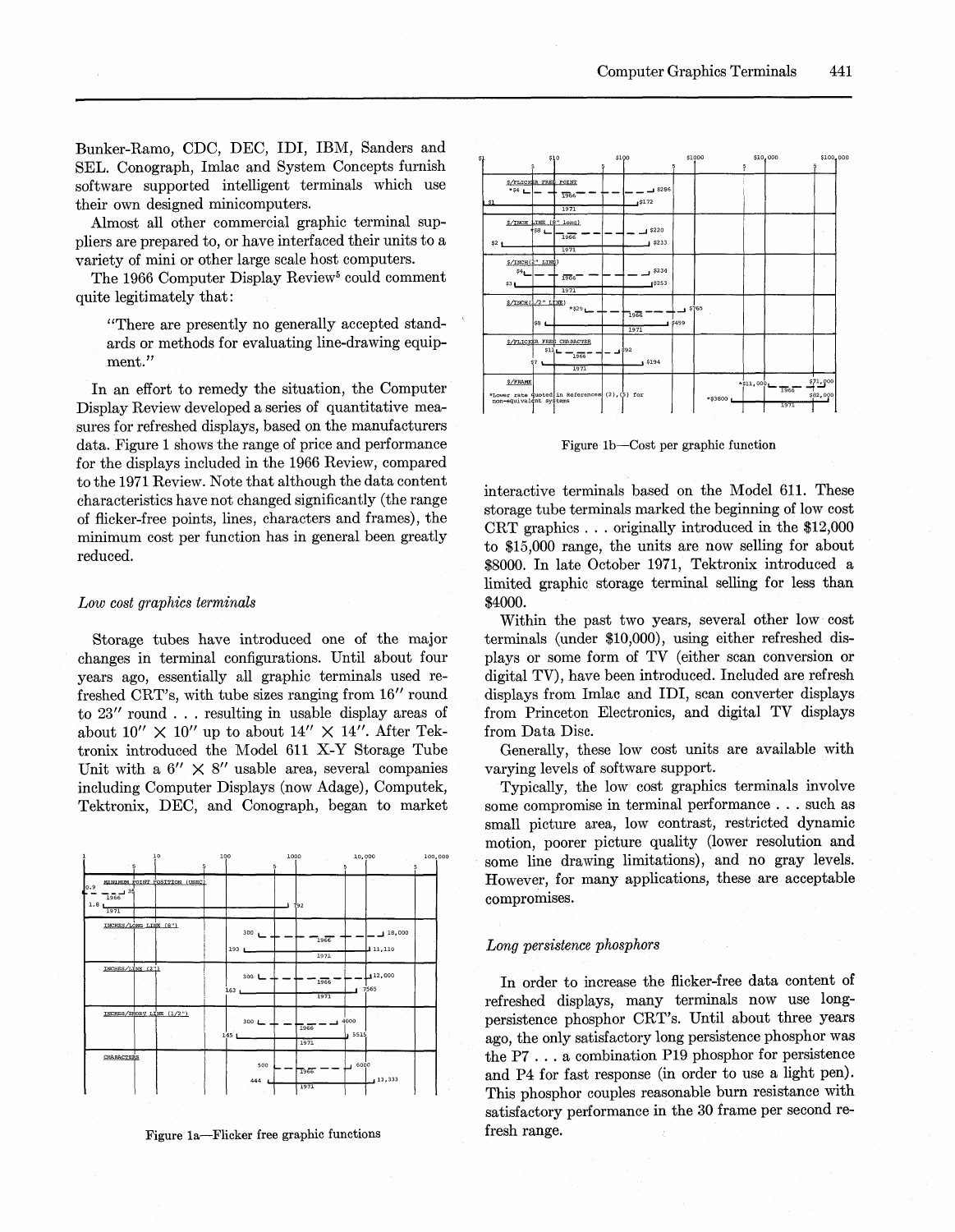Bunker-Ramo, CDC, DEC, IDI, IBM, Sanders and SEL. Conograph, Imlac and System Concepts furnish software supported intelligent terminals which use their own designed minicomputers.

Almost all other commercial graphic terminal suppliers are prepared to, or have interfaced their units to a variety of mini or other large scale host computers.

The 1966 Computer Display Review[5] could comment quite legitimately that:

> "There are presently no generally accepted standards or methods for evaluating line-drawing equipment."

In an effort to remedy the situation, the Computer Display Review developed a series of quantitative measures for refreshed displays, based on the manufacturers data. Figure 1 shows the range of price and performance for the displays included in the 1966 Review, compared to the 1971 Review. Note that although the data content characteristics have not changed significantly (the range of flicker-free points, lines, characters and frames), the minimum cost per function has in general been greatly reduced.

*Low cost graphics terminals*

Storage tubes have introduced one of the major changes in terminal configurations. Until about four years ago, essentially all graphic terminals used refreshed CRT's, with tube sizes ranging from 16″ round to 23″ round . . . resulting in usable display areas of about 10″ × 10″ up to about 14″ × 14″. After Tektronix introduced the Model 611 X-Y Storage Tube Unit with a 6″ × 8″ usable area, several companies including Computer Displays (now Adage), Computek, Tektronix, DEC, and Conograph, began to market

| | 1966 | 1971 |
|---|---|---|
| MINIMUM POINT POSITION (USEC) | 0.9 – 35 | 1.8 – 92 |
| INCHES/LONG LINE (8″) | 300 – 18,000 | 193 – 11,110 |
| INCHES/LINE (2″) | 300 – 12,000 | 163 – 7565 |
| INCHES/SHORT LINE (1/2″) | 300 – 4000 | 145 – 5515 |
| CHARACTERS | 500 – 6000 | 444 – 13,333 |

Figure 1a—Flicker free graphic functions

| | 1966 | 1971 |
|---|---|---|
| $/FLICKER FREE POINT | *$4 – $286 | $1 – $172 |
| $/INCH LINE (8″ long) | *$8 – $220 | $2 – $233 |
| $/INCH (2″ LINE) | $4 – $234 | $3 – $253 |
| $/INCH (1/2″ LINE) | *$29 – $765 | $8 – $459 |
| $/FLICKER FREE CHARACTER | $11 – $92 | $7 – $194 |
| $/FRAME | *$11,000 – $71,000 | *$3800 – $82,000 |

*Lower rate quoted in References (2), (3) for non-equivalent systems

Figure 1b—Cost per graphic function

interactive terminals based on the Model 611. These storage tube terminals marked the beginning of low cost CRT graphics . . . originally introduced in the $12,000 to $15,000 range, the units are now selling for about $8000. In late October 1971, Tektronix introduced a limited graphic storage terminal selling for less than $4000.

Within the past two years, several other low cost terminals (under $10,000), using either refreshed displays or some form of TV (either scan conversion or digital TV), have been introduced. Included are refresh displays from Imlac and IDI, scan converter displays from Princeton Electronics, and digital TV displays from Data Disc.

Generally, these low cost units are available with varying levels of software support.

Typically, the low cost graphics terminals involve some compromise in terminal performance . . . such as small picture area, low contrast, restricted dynamic motion, poorer picture quality (lower resolution and some line drawing limitations), and no gray levels. However, for many applications, these are acceptable compromises.

*Long persistence phosphors*

In order to increase the flicker-free data content of refreshed displays, many terminals now use long-persistence phosphor CRT's. Until about three years ago, the only satisfactory long persistence phosphor was the P7 . . . a combination P19 phosphor for persistence and P4 for fast response (in order to use a light pen). This phosphor couples reasonable burn resistance with satisfactory performance in the 30 frame per second refresh range.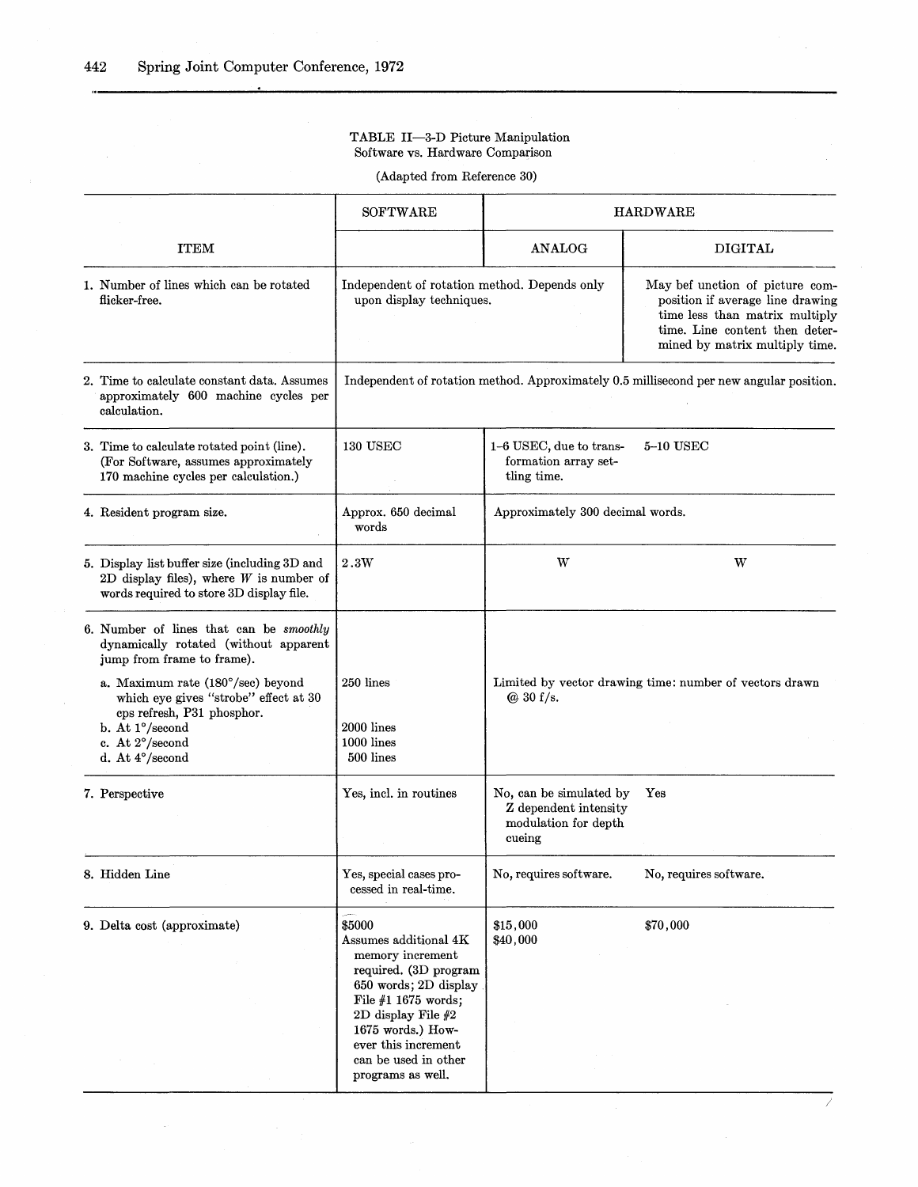TABLE II—3-D Picture Manipulation
Software vs. Hardware Comparison

(Adapted from Reference 30)

| ITEM | SOFTWARE | HARDWARE | |
|---|---|---|---|
| | | ANALOG | DIGITAL |
| 1. Number of lines which can be rotated flicker-free. | Independent of rotation method. Depends only upon display techniques. | | May bef unction of picture composition if average line drawing time less than matrix multiply time. Line content then determined by matrix multiply time. |
| 2. Time to calculate constant data. Assumes approximately 600 machine cycles per calculation. | Independent of rotation method. Approximately 0.5 millisecond per new angular position. | | |
| 3. Time to calculate rotated point (line). (For Software, assumes approximately 170 machine cycles per calculation.) | 130 USEC | 1–6 USEC, due to transformation array settling time. | 5–10 USEC |
| 4. Resident program size. | Approx. 650 decimal words | Approximately 300 decimal words. | |
| 5. Display list buffer size (including 3D and 2D display files), where *W* is number of words required to store 3D display file. | 2.3W | W | W |
| 6. Number of lines that can be *smoothly* dynamically rotated (without apparent jump from frame to frame). | | | |
| a. Maximum rate (180°/sec) beyond which eye gives "strobe" effect at 30 cps refresh, P31 phosphor. | 250 lines | Limited by vector drawing time: number of vectors drawn @ 30 f/s. | |
| b. At 1°/second | 2000 lines | | |
| c. At 2°/second | 1000 lines | | |
| d. At 4°/second | 500 lines | | |
| 7. Perspective | Yes, incl. in routines | No, can be simulated by Z dependent intensity modulation for depth cueing | Yes |
| 8. Hidden Line | Yes, special cases processed in real-time. | No, requires software. | No, requires software. |
| 9. Delta cost (approximate) | $5000 Assumes additional 4K memory increment required. (3D program 650 words; 2D display File #1 1675 words; 2D display File #2 1675 words.) However this increment can be used in other programs as well. | $15,000 $40,000 | $70,000 |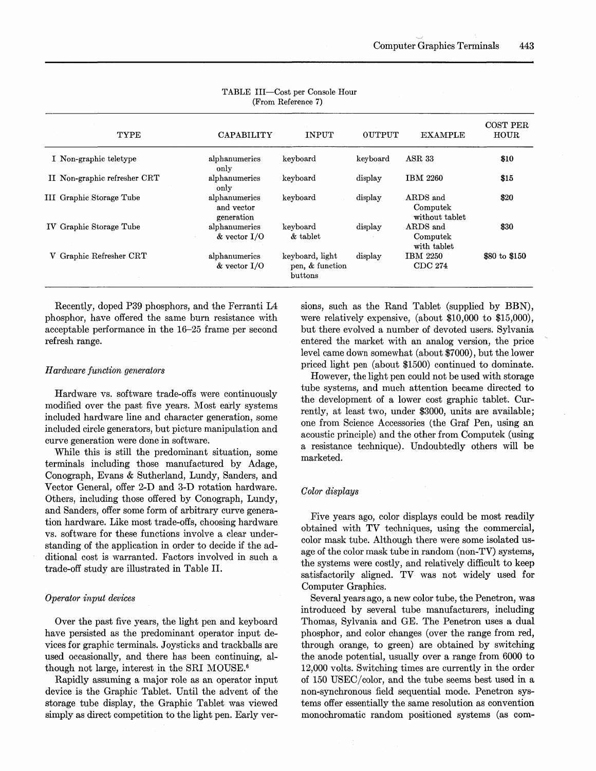TABLE III—Cost per Console Hour
(From Reference 7)

| TYPE | CAPABILITY | INPUT | OUTPUT | EXAMPLE | COST PER HOUR |
|---|---|---|---|---|---|
| I Non-graphic teletype | alphanumerics only | keyboard | keyboard | ASR 33 | $10 |
| II Non-graphic refresher CRT | alphanumerics only | keyboard | display | IBM 2260 | $15 |
| III Graphic Storage Tube | alphanumerics and vector generation | keyboard | display | ARDS and Computek without tablet | $20 |
| IV Graphic Storage Tube | alphanumerics & vector I/O | keyboard & tablet | display | ARDS and Computek with tablet | $30 |
| V Graphic Refresher CRT | alphanumerics & vector I/O | keyboard, light pen, & function buttons | display | IBM 2250 CDC 274 | $80 to $150 |

Recently, doped P39 phosphors, and the Ferranti L4 phosphor, have offered the same burn resistance with acceptable performance in the 16–25 frame per second refresh range.

*Hardware function generators*

Hardware vs. software trade-offs were continuously modified over the past five years. Most early systems included hardware line and character generation, some included circle generators, but picture manipulation and curve generation were done in software.

While this is still the predominant situation, some terminals including those manufactured by Adage, Conograph, Evans & Sutherland, Lundy, Sanders, and Vector General, offer 2-D and 3-D rotation hardware. Others, including those offered by Conograph, Lundy, and Sanders, offer some form of arbitrary curve generation hardware. Like most trade-offs, choosing hardware vs. software for these functions involve a clear understanding of the application in order to decide if the additional cost is warranted. Factors involved in such a trade-off study are illustrated in Table II.

*Operator input devices*

Over the past five years, the light pen and keyboard have persisted as the predominant operator input devices for graphic terminals. Joysticks and trackballs are used occasionally, and there has been continuing, although not large, interest in the SRI MOUSE.[6]

Rapidly assuming a major role as an operator input device is the Graphic Tablet. Until the advent of the storage tube display, the Graphic Tablet was viewed simply as direct competition to the light pen. Early versions, such as the Rand Tablet (supplied by BBN), were relatively expensive, (about $10,000 to $15,000), but there evolved a number of devoted users. Sylvania entered the market with an analog version, the price level came down somewhat (about $7000), but the lower priced light pen (about $1500) continued to dominate.

However, the light pen could not be used with storage tube systems, and much attention became directed to the development of a lower cost graphic tablet. Currently, at least two, under $3000, units are available; one from Science Accessories (the Graf Pen, using an acoustic principle) and the other from Computek (using a resistance technique). Undoubtedly others will be marketed.

*Color displays*

Five years ago, color displays could be most readily obtained with TV techniques, using the commercial, color mask tube. Although there were some isolated usage of the color mask tube in random (non-TV) systems, the systems were costly, and relatively difficult to keep satisfactorily aligned. TV was not widely used for Computer Graphics.

Several years ago, a new color tube, the Penetron, was introduced by several tube manufacturers, including Thomas, Sylvania and GE. The Penetron uses a dual phosphor, and color changes (over the range from red, through orange, to green) are obtained by switching the anode potential, usually over a range from 6000 to 12,000 volts. Switching times are currently in the order of 150 USEC/color, and the tube seems best used in a non-synchronous field sequential mode. Penetron systems offer essentially the same resolution as convention monochromatic random positioned systems (as com-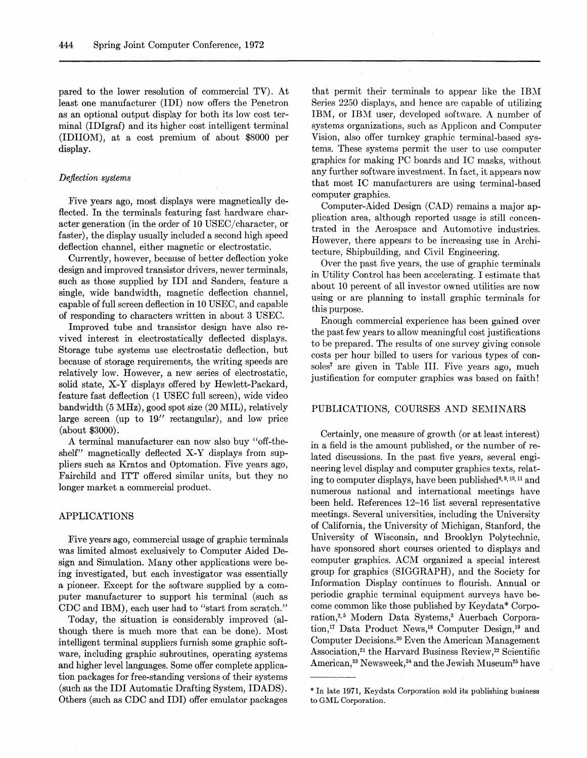pared to the lower resolution of commercial TV). At least one manufacturer (IDI) now offers the Penetron as an optional output display for both its low cost terminal (IDIgraf) and its higher cost intelligent terminal (IDIIOM), at a cost premium of about $8000 per display.

### *Deflection systems*

Five years ago, most displays were magnetically deflected. In the terminals featuring fast hardware character generation (in the order of 10 USEC/character, or faster), the display usually included a second high speed deflection channel, either magnetic or electrostatic.

Currently, however, because of better deflection yoke design and improved transistor drivers, newer terminals, such as those supplied by IDI and Sanders, feature a single, wide bandwidth, magnetic deflection channel, capable of full screen deflection in 10 USEC, and capable of responding to characters written in about 3 USEC.

Improved tube and transistor design have also revived interest in electrostatically deflected displays. Storage tube systems use electrostatic deflection, but because of storage requirements, the writing speeds are relatively low. However, a new series of electrostatic, solid state, X-Y displays offered by Hewlett-Packard, feature fast deflection (1 USEC full screen), wide video bandwidth (5 MHz), good spot size (20 MIL), relatively large screen (up to 19″ rectangular), and low price (about $3000).

A terminal manufacturer can now also buy "off-the-shelf" magnetically deflected X-Y displays from suppliers such as Kratos and Optomation. Five years ago, Fairchild and ITT offered similar units, but they no longer market a commercial product.

## APPLICATIONS

Five years ago, commercial usage of graphic terminals was limited almost exclusively to Computer Aided Design and Simulation. Many other applications were being investigated, but each investigator was essentially a pioneer. Except for the software supplied by a computer manufacturer to support his terminal (such as CDC and IBM), each user had to "start from scratch."

Today, the situation is considerably improved (although there is much more that can be done). Most intelligent terminal suppliers furnish some graphic software, including graphic subroutines, operating systems and higher level languages. Some offer complete application packages for free-standing versions of their systems (such as the IDI Automatic Drafting System, IDADS). Others (such as CDC and IDI) offer emulator packages that permit their terminals to appear like the IBM Series 2250 displays, and hence are capable of utilizing IBM, or IBM user, developed software. A number of systems organizations, such as Applicon and Computer Vision, also offer turnkey graphic terminal-based systems. These systems permit the user to use computer graphics for making PC boards and IC masks, without any further software investment. In fact, it appears now that most IC manufacturers are using terminal-based computer graphics.

Computer-Aided Design (CAD) remains a major application area, although reported usage is still concentrated in the Aerospace and Automotive industries. However, there appears to be increasing use in Architecture, Shipbuilding, and Civil Engineering.

Over the past five years, the use of graphic terminals in Utility Control has been accelerating. I estimate that about 10 percent of all investor owned utilities are now using or are planning to install graphic terminals for this purpose.

Enough commercial experience has been gained over the past few years to allow meaningful cost justifications to be prepared. The results of one survey giving console costs per hour billed to users for various types of consoles[7] are given in Table III. Five years ago, much justification for computer graphics was based on faith!

## PUBLICATIONS, COURSES AND SEMINARS

Certainly, one measure of growth (or at least interest) in a field is the amount published, or the number of related discussions. In the past five years, several engineering level display and computer graphics texts, relating to computer displays, have been published[8,9,10,11] and numerous national and international meetings have been held. References 12–16 list several representative meetings. Several universities, including the University of California, the University of Michigan, Stanford, the University of Wisconsin, and Brooklyn Polytechnic, have sponsored short courses oriented to displays and computer graphics. ACM organized a special interest group for graphics (SIGGRAPH), and the Society for Information Display continues to flourish. Annual or periodic graphic terminal equipment surveys have become common like those published by Keydata* Corporation,[2,5] Modern Data Systems,[3] Auerbach Corporation,[17] Data Product News,[18] Computer Design,[19] and Computer Decisions.[20] Even the American Management Association,[21] the Harvard Business Review,[22] Scientific American,[23] Newsweek,[24] and the Jewish Museum[25] have

---

* In late 1971, Keydata Corporation sold its publishing business to GML Corporation.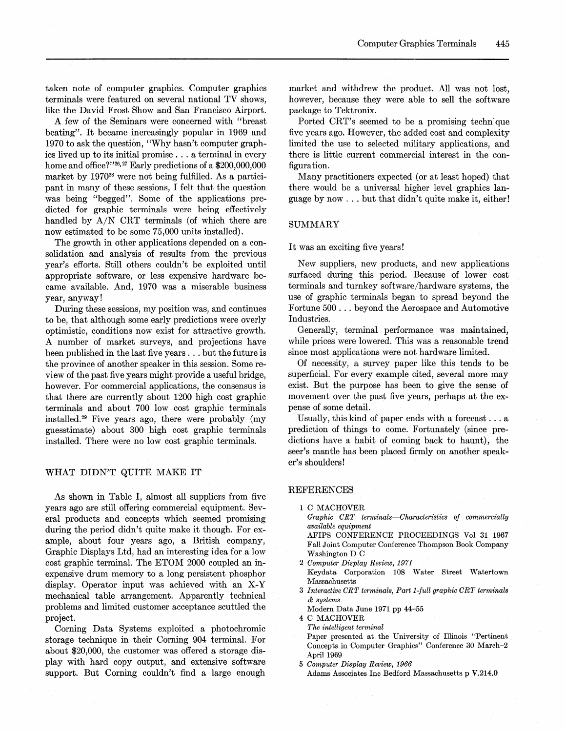taken note of computer graphics. Computer graphics terminals were featured on several national TV shows, like the David Frost Show and San Francisco Airport.

A few of the Seminars were concerned with "breast beating". It became increasingly popular in 1969 and 1970 to ask the question, "Why hasn't computer graphics lived up to its initial promise . . . a terminal in every home and office?"[26,27] Early predictions of a $200,000,000 market by 1970[28] were not being fulfilled. As a participant in many of these sessions, I felt that the question was being "begged". Some of the applications predicted for graphic terminals were being effectively handled by A/N CRT terminals (of which there are now estimated to be some 75,000 units installed).

The growth in other applications depended on a consolidation and analysis of results from the previous year's efforts. Still others couldn't be exploited until appropriate software, or less expensive hardware became available. And, 1970 was a miserable business year, anyway!

During these sessions, my position was, and continues to be, that although some early predictions were overly optimistic, conditions now exist for attractive growth. A number of market surveys, and projections have been published in the last five years . . . but the future is the province of another speaker in this session. Some review of the past five years might provide a useful bridge, however. For commercial applications, the consensus is that there are currently about 1200 high cost graphic terminals and about 700 low cost graphic terminals installed.[29] Five years ago, there were probably (my guesstimate) about 300 high cost graphic terminals installed. There were no low cost graphic terminals.

## WHAT DIDN'T QUITE MAKE IT

As shown in Table I, almost all suppliers from five years ago are still offering commercial equipment. Several products and concepts which seemed promising during the period didn't quite make it though. For example, about four years ago, a British company, Graphic Displays Ltd, had an interesting idea for a low cost graphic terminal. The ETOM 2000 coupled an inexpensive drum memory to a long persistent phosphor display. Operator input was achieved with an X-Y mechanical table arrangement. Apparently technical problems and limited customer acceptance scuttled the project.

Corning Data Systems exploited a photochromic storage technique in their Corning 904 terminal. For about $20,000, the customer was offered a storage display with hard copy output, and extensive software support. But Corning couldn't find a large enough market and withdrew the product. All was not lost, however, because they were able to sell the software package to Tektronix.

Ported CRT's seemed to be a promising technique five years ago. However, the added cost and complexity limited the use to selected military applications, and there is little current commercial interest in the configuration.

Many practitioners expected (or at least hoped) that there would be a universal higher level graphics language by now . . . but that didn't quite make it, either!

## SUMMARY

It was an exciting five years!

New suppliers, new products, and new applications surfaced during this period. Because of lower cost terminals and turnkey software/hardware systems, the use of graphic terminals began to spread beyond the Fortune 500 . . . beyond the Aerospace and Automotive Industries.

Generally, terminal performance was maintained, while prices were lowered. This was a reasonable trend since most applications were not hardware limited.

Of necessity, a survey paper like this tends to be superficial. For every example cited, several more may exist. But the purpose has been to give the sense of movement over the past five years, perhaps at the expense of some detail.

Usually, this kind of paper ends with a forecast . . . a prediction of things to come. Fortunately (since predictions have a habit of coming back to haunt), the seer's mantle has been placed firmly on another speaker's shoulders!

## REFERENCES

1. C MACHOVER
*Graphic CRT terminals—Characteristics of commercially available equipment*
AFIPS CONFERENCE PROCEEDINGS Vol 31 1967 Fall Joint Computer Conference Thompson Book Company Washington D C
2. *Computer Display Review, 1971*
Keydata Corporation 108 Water Street Watertown Massachusetts
3. *Interactive CRT terminals, Part 1-full graphic CRT terminals & systems*
Modern Data June 1971 pp 44–55
4. C MACHOVER
*The intelligent terminal*
Paper presented at the University of Illinois "Pertinent Concepts in Computer Graphics" Conference 30 March–2 April 1969
5. *Computer Display Review, 1966*
Adams Associates Inc Bedford Massachusetts p V.214.0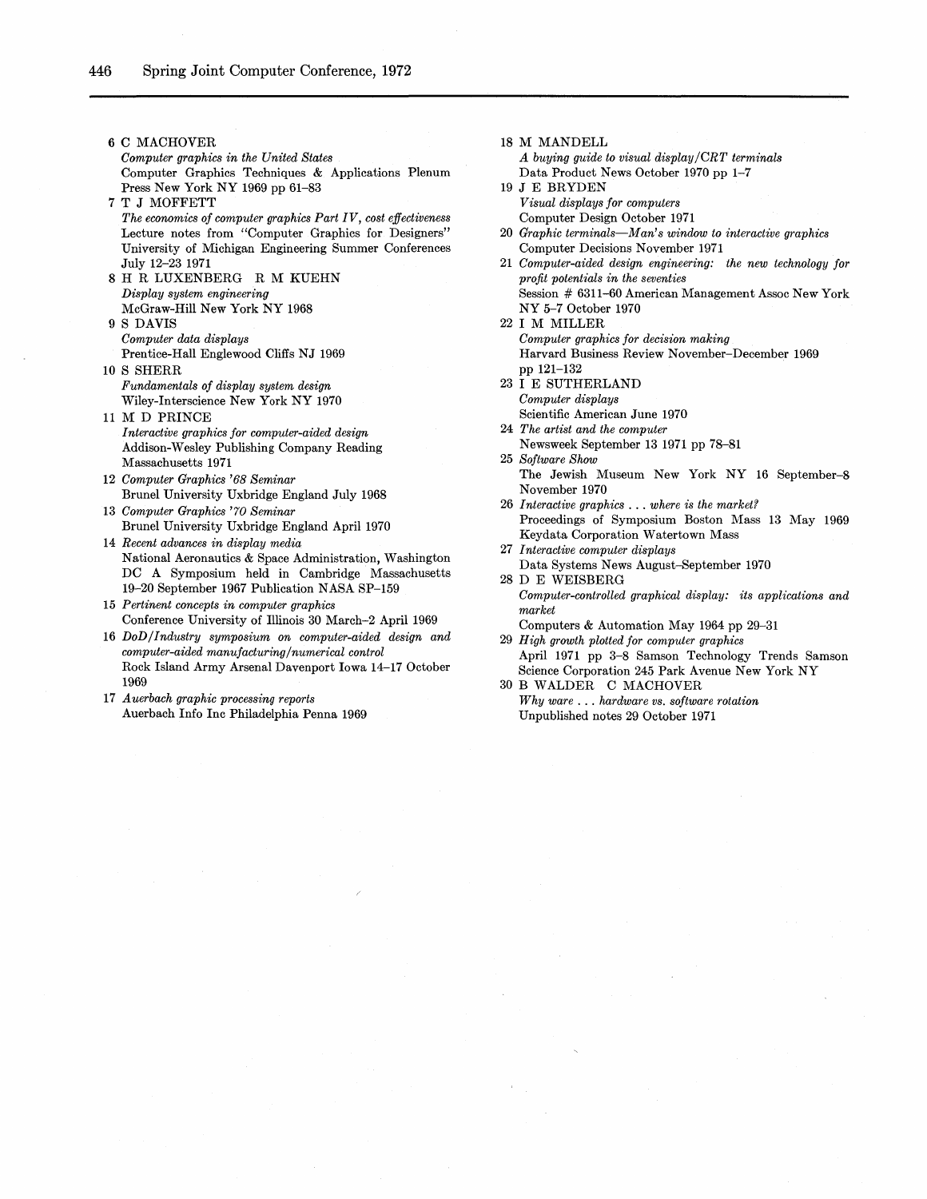6 C MACHOVER
*Computer graphics in the United States*
Computer Graphics Techniques & Applications Plenum Press New York NY 1969 pp 61–83

7 T J MOFFETT
*The economics of computer graphics Part IV, cost effectiveness*
Lecture notes from "Computer Graphics for Designers" University of Michigan Engineering Summer Conferences July 12–23 1971

8 H R LUXENBERG R M KUEHN
*Display system engineering*
McGraw-Hill New York NY 1968

9 S DAVIS
*Computer data displays*
Prentice-Hall Englewood Cliffs NJ 1969

10 S SHERR
*Fundamentals of display system design*
Wiley-Interscience New York NY 1970

11 M D PRINCE
*Interactive graphics for computer-aided design*
Addison-Wesley Publishing Company Reading Massachusetts 1971

12 *Computer Graphics '68 Seminar*
Brunel University Uxbridge England July 1968

13 *Computer Graphics '70 Seminar*
Brunel University Uxbridge England April 1970

14 *Recent advances in display media*
National Aeronautics & Space Administration, Washington DC A Symposium held in Cambridge Massachusetts 19–20 September 1967 Publication NASA SP-159

15 *Pertinent concepts in computer graphics*
Conference University of Illinois 30 March–2 April 1969

16 *DoD/Industry symposium on computer-aided design and computer-aided manufacturing/numerical control*
Rock Island Army Arsenal Davenport Iowa 14–17 October 1969

17 *Auerbach graphic processing reports*
Auerbach Info Inc Philadelphia Penna 1969

18 M MANDELL
*A buying guide to visual display/CRT terminals*
Data Product News October 1970 pp 1–7

19 J E BRYDEN
*Visual displays for computers*
Computer Design October 1971

20 *Graphic terminals—Man's window to interactive graphics*
Computer Decisions November 1971

21 *Computer-aided design engineering: the new technology for profit potentials in the seventies*
Session # 6311-60 American Management Assoc New York NY 5–7 October 1970

22 I M MILLER
*Computer graphics for decision making*
Harvard Business Review November–December 1969 pp 121–132

23 I E SUTHERLAND
*Computer displays*
Scientific American June 1970

24 *The artist and the computer*
Newsweek September 13 1971 pp 78–81

25 *Software Show*
The Jewish Museum New York NY 16 September–8 November 1970

26 *Interactive graphics . . . where is the market?*
Proceedings of Symposium Boston Mass 13 May 1969 Keydata Corporation Watertown Mass

27 *Interactive computer displays*
Data Systems News August–September 1970

28 D E WEISBERG
*Computer-controlled graphical display: its applications and market*
Computers & Automation May 1964 pp 29–31

29 *High growth plotted for computer graphics*
April 1971 pp 3–8 Samson Technology Trends Samson Science Corporation 245 Park Avenue New York NY

30 B WALDER C MACHOVER
*Why ware . . . hardware vs. software rotation*
Unpublished notes 29 October 1971